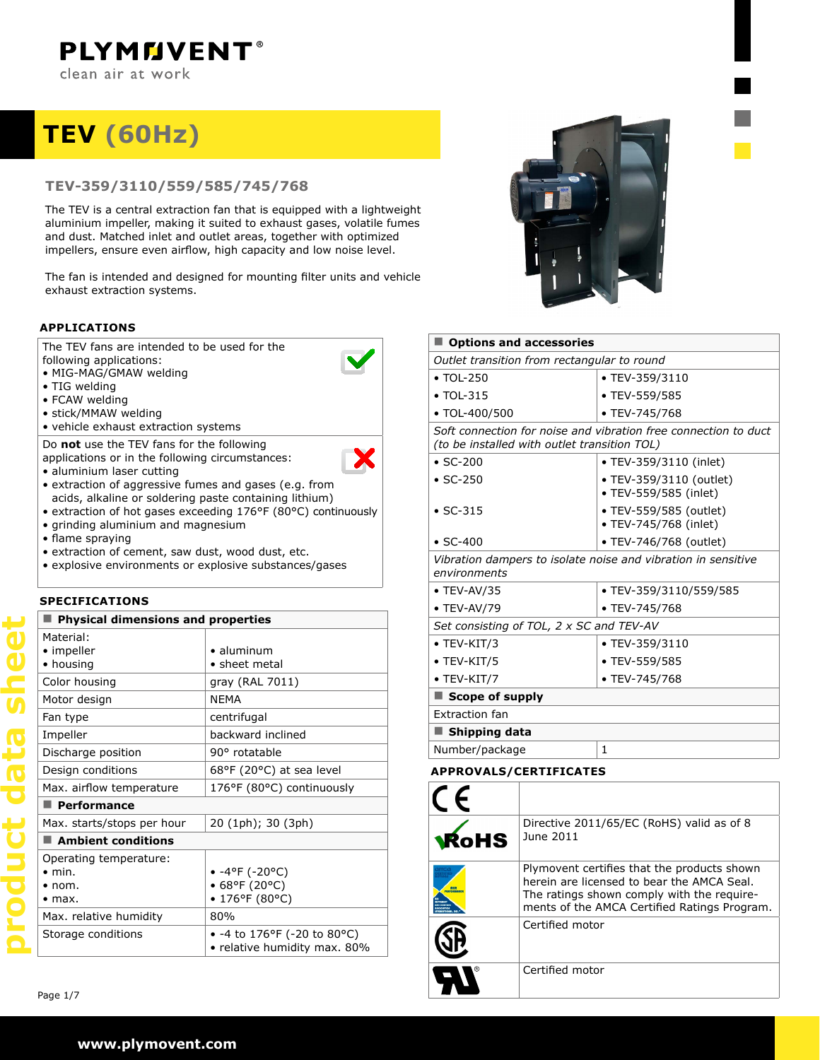PLYMOVENT®
clean air at work

# TEV (60Hz)

## TEV-359/3110/559/585/745/768

The TEV is a central extraction fan that is equipped with a lightweight aluminium impeller, making it suited to exhaust gases, volatile fumes and dust. Matched inlet and outlet areas, together with optimized impellers, ensure even airflow, high capacity and low noise level.

The fan is intended and designed for mounting filter units and vehicle exhaust extraction systems.

### APPLICATIONS

The TEV fans are intended to be used for the following applications:
- MIG-MAG/GMAW welding
- TIG welding
- FCAW welding
- stick/MMAW welding
- vehicle exhaust extraction systems

Do **not** use the TEV fans for the following applications or in the following circumstances:
- aluminium laser cutting
- extraction of aggressive fumes and gases (e.g. from acids, alkaline or soldering paste containing lithium)
- extraction of hot gases exceeding 176°F (80°C) continuously
- grinding aluminium and magnesium
- flame spraying
- extraction of cement, saw dust, wood dust, etc.
- explosive environments or explosive substances/gases

### SPECIFICATIONS

| **Physical dimensions and properties** | |
|---|---|
| Material:<br>• impeller<br>• housing | <br>• aluminum<br>• sheet metal |
| Color housing | gray (RAL 7011) |
| Motor design | NEMA |
| Fan type | centrifugal |
| Impeller | backward inclined |
| Discharge position | 90° rotatable |
| Design conditions | 68°F (20°C) at sea level |
| Max. airflow temperature | 176°F (80°C) continuously |
| **Performance** | |
| Max. starts/stops per hour | 20 (1ph); 30 (3ph) |
| **Ambient conditions** | |
| Operating temperature:<br>• min.<br>• nom.<br>• max. | <br>• -4°F (-20°C)<br>• 68°F (20°C)<br>• 176°F (80°C) |
| Max. relative humidity | 80% |
| Storage conditions | • -4 to 176°F (-20 to 80°C)<br>• relative humidity max. 80% |

| **Options and accessories** | |
|---|---|
| *Outlet transition from rectangular to round* | |
| • TOL-250 | • TEV-359/3110 |
| • TOL-315 | • TEV-559/585 |
| • TOL-400/500 | • TEV-745/768 |
| *Soft connection for noise and vibration free connection to duct (to be installed with outlet transition TOL)* | |
| • SC-200 | • TEV-359/3110 (inlet) |
| • SC-250 | • TEV-359/3110 (outlet)<br>• TEV-559/585 (inlet) |
| • SC-315 | • TEV-559/585 (outlet)<br>• TEV-745/768 (inlet) |
| • SC-400 | • TEV-746/768 (outlet) |
| *Vibration dampers to isolate noise and vibration in sensitive environments* | |
| • TEV-AV/35 | • TEV-359/3110/559/585 |
| • TEV-AV/79 | • TEV-745/768 |
| *Set consisting of TOL, 2 x SC and TEV-AV* | |
| • TEV-KIT/3 | • TEV-359/3110 |
| • TEV-KIT/5 | • TEV-559/585 |
| • TEV-KIT/7 | • TEV-745/768 |
| **Scope of supply** | |
| Extraction fan | |
| **Shipping data** | |
| Number/package | 1 |

### APPROVALS/CERTIFICATES

| | |
|---|---|
| CE | |
| RoHS | Directive 2011/65/EC (RoHS) valid as of 8 June 2011 |
| AMCA | Plymovent certifies that the products shown herein are licensed to bear the AMCA Seal. The ratings shown comply with the requirements of the AMCA Certified Ratings Program. |
| CSA | Certified motor |
| UL | Certified motor |

product data sheet

www.plymovent.com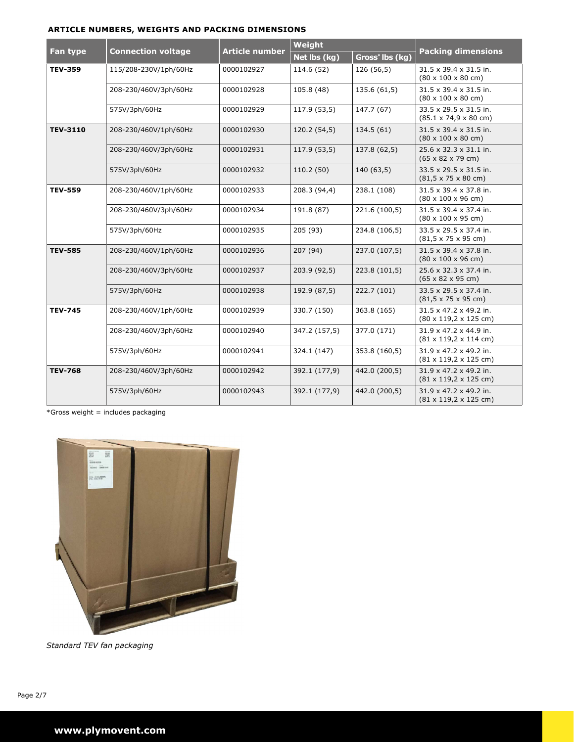### ARTICLE NUMBERS, WEIGHTS AND PACKING DIMENSIONS

| Fan type | Connection voltage | Article number | Weight | | Packing dimensions |
|---|---|---|---|---|---|
| | | | Net lbs (kg) | Gross* lbs (kg) | |
| **TEV-359** | 115/208-230V/1ph/60Hz | 0000102927 | 114.6 (52) | 126 (56,5) | 31.5 x 39.4 x 31.5 in. (80 x 100 x 80 cm) |
| | 208-230/460V/3ph/60Hz | 0000102928 | 105.8 (48) | 135.6 (61,5) | 31.5 x 39.4 x 31.5 in. (80 x 100 x 80 cm) |
| | 575V/3ph/60Hz | 0000102929 | 117.9 (53,5) | 147.7 (67) | 33.5 x 29.5 x 31.5 in. (85.1 x 74,9 x 80 cm) |
| **TEV-3110** | 208-230/460V/1ph/60Hz | 0000102930 | 120.2 (54,5) | 134.5 (61) | 31.5 x 39.4 x 31.5 in. (80 x 100 x 80 cm) |
| | 208-230/460V/3ph/60Hz | 0000102931 | 117.9 (53,5) | 137.8 (62,5) | 25.6 x 32.3 x 31.1 in. (65 x 82 x 79 cm) |
| | 575V/3ph/60Hz | 0000102932 | 110.2 (50) | 140 (63,5) | 33.5 x 29.5 x 31.5 in. (81,5 x 75 x 80 cm) |
| **TEV-559** | 208-230/460V/1ph/60Hz | 0000102933 | 208.3 (94,4) | 238.1 (108) | 31.5 x 39.4 x 37.8 in. (80 x 100 x 96 cm) |
| | 208-230/460V/3ph/60Hz | 0000102934 | 191.8 (87) | 221.6 (100,5) | 31.5 x 39.4 x 37.4 in. (80 x 100 x 95 cm) |
| | 575V/3ph/60Hz | 0000102935 | 205 (93) | 234.8 (106,5) | 33.5 x 29.5 x 37.4 in. (81,5 x 75 x 95 cm) |
| **TEV-585** | 208-230/460V/1ph/60Hz | 0000102936 | 207 (94) | 237.0 (107,5) | 31.5 x 39.4 x 37.8 in. (80 x 100 x 96 cm) |
| | 208-230/460V/3ph/60Hz | 0000102937 | 203.9 (92,5) | 223.8 (101,5) | 25.6 x 32.3 x 37.4 in. (65 x 82 x 95 cm) |
| | 575V/3ph/60Hz | 0000102938 | 192.9 (87,5) | 222.7 (101) | 33.5 x 29.5 x 37.4 in. (81,5 x 75 x 95 cm) |
| **TEV-745** | 208-230/460V/1ph/60Hz | 0000102939 | 330.7 (150) | 363.8 (165) | 31.5 x 47.2 x 49.2 in. (80 x 119,2 x 125 cm) |
| | 208-230/460V/3ph/60Hz | 0000102940 | 347.2 (157,5) | 377.0 (171) | 31.9 x 47.2 x 44.9 in. (81 x 119,2 x 114 cm) |
| | 575V/3ph/60Hz | 0000102941 | 324.1 (147) | 353.8 (160,5) | 31.9 x 47.2 x 49.2 in. (81 x 119,2 x 125 cm) |
| **TEV-768** | 208-230/460V/3ph/60Hz | 0000102942 | 392.1 (177,9) | 442.0 (200,5) | 31.9 x 47.2 x 49.2 in. (81 x 119,2 x 125 cm) |
| | 575V/3ph/60Hz | 0000102943 | 392.1 (177,9) | 442.0 (200,5) | 31.9 x 47.2 x 49.2 in. (81 x 119,2 x 125 cm) |

*Gross weight = includes packaging

*Standard TEV fan packaging*

www.plymovent.com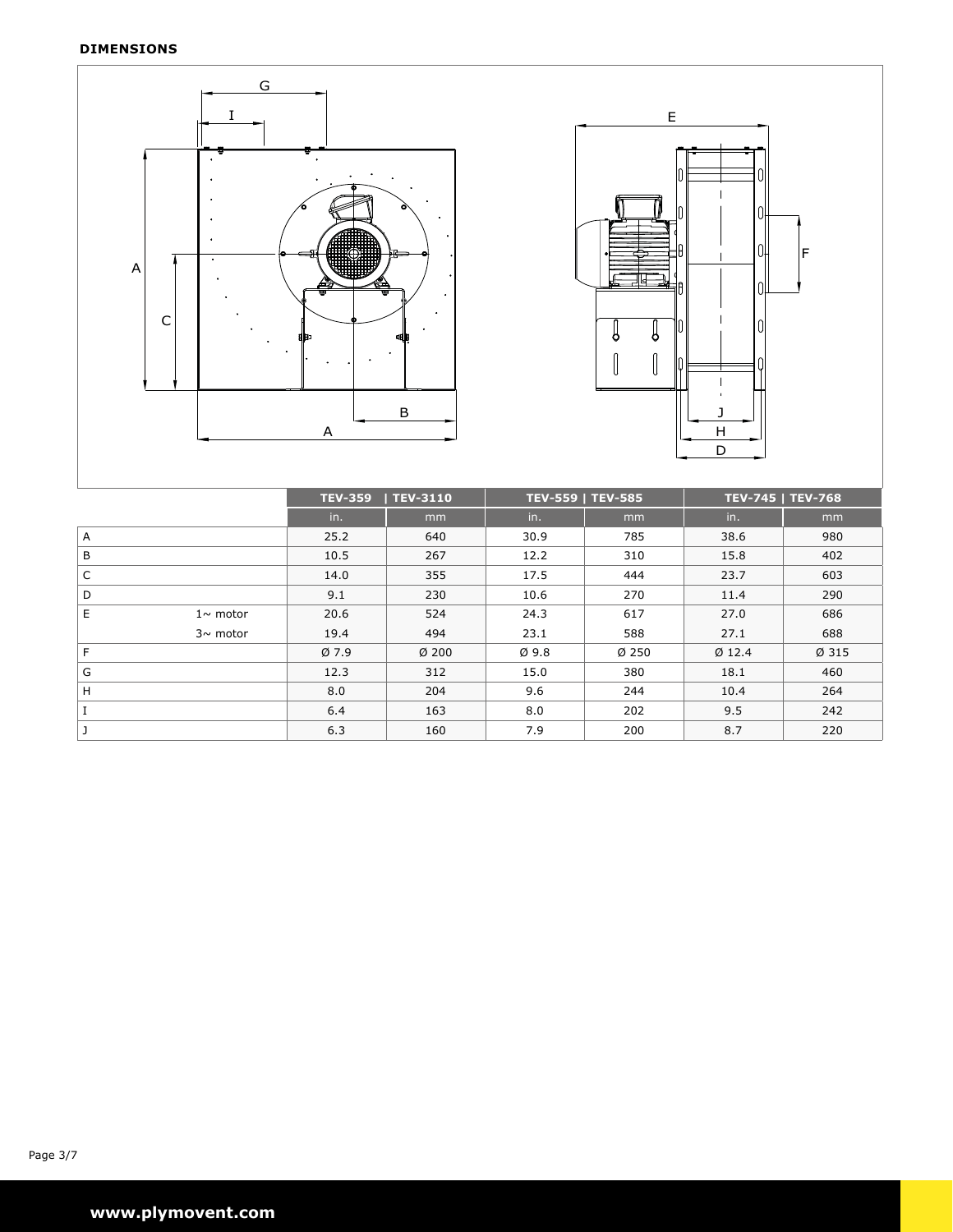**DIMENSIONS**

| | | TEV-359 \| TEV-3110 | | TEV-559 \| TEV-585 | | TEV-745 \| TEV-768 | |
|---|---|---|---|---|---|---|---|
| | | in. | mm | in. | mm | in. | mm |
| A | | 25.2 | 640 | 30.9 | 785 | 38.6 | 980 |
| B | | 10.5 | 267 | 12.2 | 310 | 15.8 | 402 |
| C | | 14.0 | 355 | 17.5 | 444 | 23.7 | 603 |
| D | | 9.1 | 230 | 10.6 | 270 | 11.4 | 290 |
| E | 1~ motor | 20.6 | 524 | 24.3 | 617 | 27.0 | 686 |
| | 3~ motor | 19.4 | 494 | 23.1 | 588 | 27.1 | 688 |
| F | | Ø 7.9 | Ø 200 | Ø 9.8 | Ø 250 | Ø 12.4 | Ø 315 |
| G | | 12.3 | 312 | 15.0 | 380 | 18.1 | 460 |
| H | | 8.0 | 204 | 9.6 | 244 | 10.4 | 264 |
| I | | 6.4 | 163 | 8.0 | 202 | 9.5 | 242 |
| J | | 6.3 | 160 | 7.9 | 200 | 8.7 | 220 |

www.plymovent.com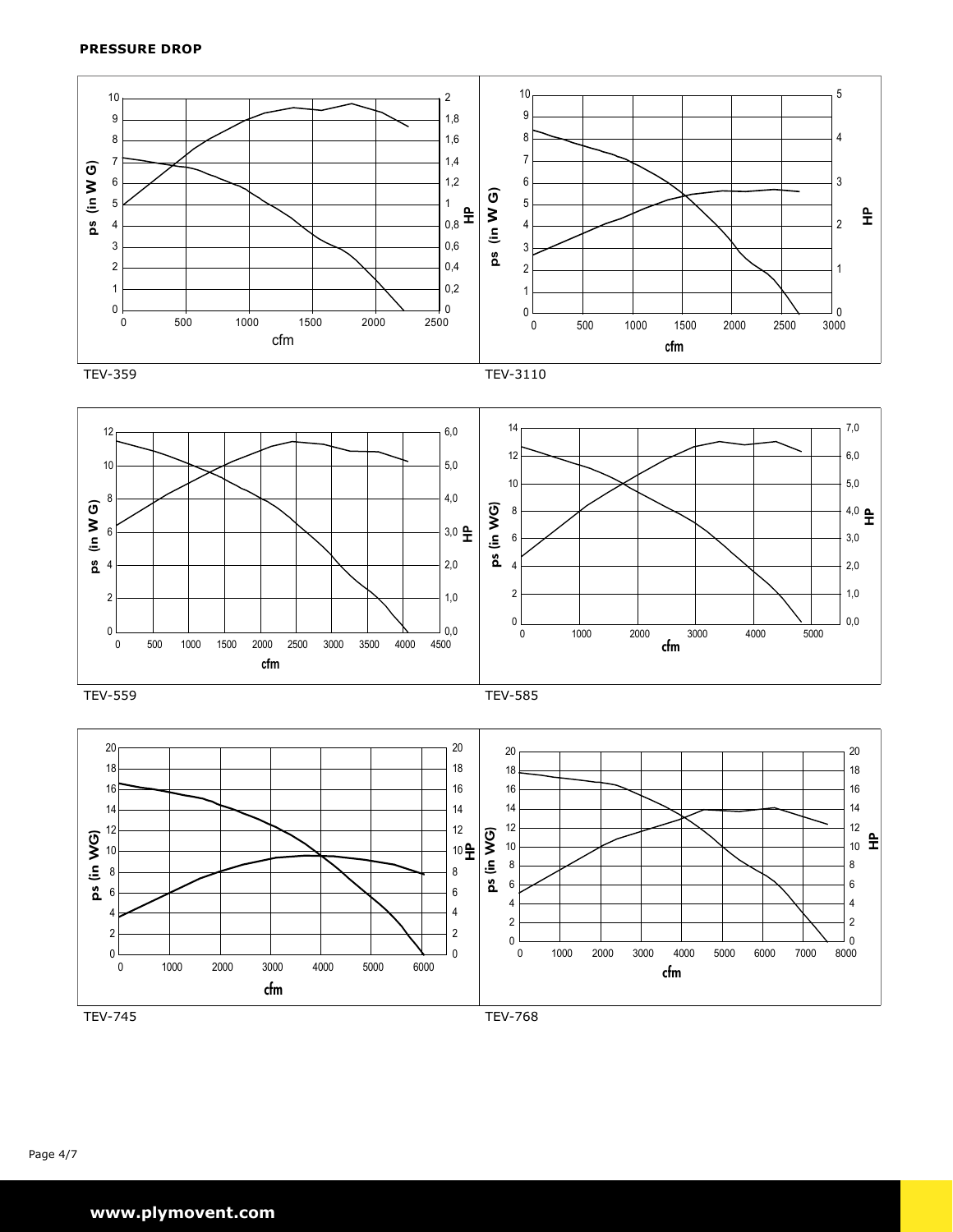**PRESSURE DROP**

TEV-359

TEV-3110

TEV-559

TEV-585

TEV-745

TEV-768

**www.plymovent.com**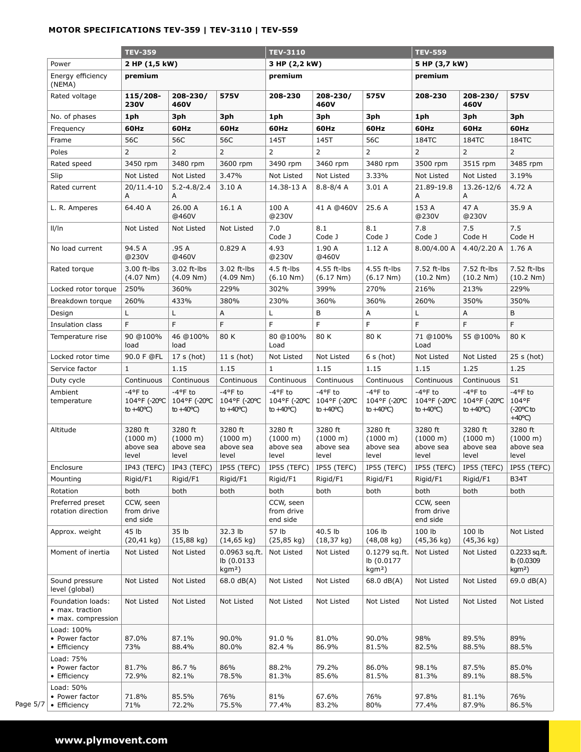**MOTOR SPECIFICATIONS TEV-359 | TEV-3110 | TEV-559**

| | TEV-359 | | | TEV-3110 | | | TEV-559 | | |
|---|---|---|---|---|---|---|---|---|---|
| Power | **2 HP (1,5 kW)** | | | **3 HP (2,2 kW)** | | | **5 HP (3,7 kW)** | | |
| Energy efficiency (NEMA) | **premium** | | | **premium** | | | **premium** | | |
| Rated voltage | **115/208-230V** | **208-230/ 460V** | **575V** | **208-230** | **208-230/ 460V** | **575V** | **208-230** | **208-230/ 460V** | **575V** |
| No. of phases | **1ph** | **3ph** | **3ph** | **1ph** | **3ph** | **3ph** | **1ph** | **3ph** | **3ph** |
| Frequency | **60Hz** | **60Hz** | **60Hz** | **60Hz** | **60Hz** | **60Hz** | **60Hz** | **60Hz** | **60Hz** |
| Frame | 56C | 56C | 56C | 145T | 145T | 56C | 184TC | 184TC | 184TC |
| Poles | 2 | 2 | 2 | 2 | 2 | 2 | 2 | 2 | 2 |
| Rated speed | 3450 rpm | 3480 rpm | 3600 rpm | 3490 rpm | 3460 rpm | 3480 rpm | 3500 rpm | 3515 rpm | 3485 rpm |
| Slip | Not Listed | Not Listed | 3.47% | Not Listed | Not Listed | 3.33% | Not Listed | Not Listed | 3.19% |
| Rated current | 20/11.4-10 A | 5.2-4.8/2.4 A | 3.10 A | 14.38-13 A | 8.8-8/4 A | 3.01 A | 21.89-19.8 A | 13.26-12/6 A | 4.72 A |
| L. R. Amperes | 64.40 A | 26.00 A @460V | 16.1 A | 100 A @230V | 41 A @460V | 25.6 A | 153 A @230V | 47 A @230V | 35.9 A |
| Il/In | Not Listed | Not Listed | Not Listed | 7.0 Code J | 8.1 Code J | 8.1 Code J | 7.8 Code J | 7.5 Code H | 7.5 Code H |
| No load current | 94.5 A @230V | .95 A @460V | 0.829 A | 4.93 @230V | 1.90 A @460V | 1.12 A | 8.00/4.00 A | 4.40/2.20 A | 1.76 A |
| Rated torque | 3.00 ft-lbs (4.07 Nm) | 3.02 ft-lbs (4.09 Nm) | 3.02 ft-lbs (4.09 Nm) | 4.5 ft-lbs (6.10 Nm) | 4.55 ft-lbs (6.17 Nm) | 4.55 ft-lbs (6.17 Nm) | 7.52 ft-lbs (10.2 Nm) | 7.52 ft-lbs (10.2 Nm) | 7.52 ft-lbs (10.2 Nm) |
| Locked rotor torque | 250% | 360% | 229% | 302% | 399% | 270% | 216% | 213% | 229% |
| Breakdown torque | 260% | 433% | 380% | 230% | 360% | 360% | 260% | 350% | 350% |
| Design | L | L | A | L | B | A | L | A | B |
| Insulation class | F | F | F | F | F | F | F | F | F |
| Temperature rise | 90 @100% load | 46 @100% load | 80 K | 80 @100% Load | 80 K | 80 K | 71 @100% Load | 55 @100% | 80 K |
| Locked rotor time | 90.0 F @FL | 17 s (hot) | 11 s (hot) | Not Listed | Not Listed | 6 s (hot) | Not Listed | Not Listed | 25 s (hot) |
| Service factor | 1 | 1.15 | 1.15 | 1 | 1.15 | 1.15 | 1.15 | 1.25 | 1.25 |
| Duty cycle | Continuous | Continuous | Continuous | Continuous | Continuous | Continuous | Continuous | Continuous | S1 |
| Ambient temperature | -4°F to 104°F (-20°C to +40°C) | -4°F to 104°F (-20°C to +40°C) | -4°F to 104°F (-20°C to +40°C) | -4°F to 104°F (-20°C to +40°C) | -4°F to 104°F (-20°C to +40°C) | -4°F to 104°F (-20°C to +40°C) | -4°F to 104°F (-20°C to +40°C) | -4°F to 104°F (-20°C to +40°C) | -4°F to 104°F (-20°C to +40°C) |
| Altitude | 3280 ft (1000 m) above sea level | 3280 ft (1000 m) above sea level | 3280 ft (1000 m) above sea level | 3280 ft (1000 m) above sea level | 3280 ft (1000 m) above sea level | 3280 ft (1000 m) above sea level | 3280 ft (1000 m) above sea level | 3280 ft (1000 m) above sea level | 3280 ft (1000 m) above sea level |
| Enclosure | IP43 (TEFC) | IP43 (TEFC) | IP55 (TEFC) | IP55 (TEFC) | IP55 (TEFC) | IP55 (TEFC) | IP55 (TEFC) | IP55 (TEFC) | IP55 (TEFC) |
| Mounting | Rigid/F1 | Rigid/F1 | Rigid/F1 | Rigid/F1 | Rigid/F1 | Rigid/F1 | Rigid/F1 | Rigid/F1 | B34T |
| Rotation | both | both | both | both | both | both | both | both | both |
| Preferred preset rotation direction | CCW, seen from drive end side | | | CCW, seen from drive end side | | | CCW, seen from drive end side | | |
| Approx. weight | 45 lb (20,41 kg) | 35 lb (15,88 kg) | 32.3 lb (14,65 kg) | 57 lb (25,85 kg) | 40.5 lb (18,37 kg) | 106 lb (48,08 kg) | 100 lb (45,36 kg) | 100 lb (45,36 kg) | Not Listed |
| Moment of inertia | Not Listed | Not Listed | 0.0963 sq.ft. lb (0.0133 kgm²) | Not Listed | Not Listed | 0.1279 sq.ft. lb (0.0177 kgm²) | Not Listed | Not Listed | 0.2233 sq.ft. lb (0.0309 kgm²) |
| Sound pressure level (global) | Not Listed | Not Listed | 68.0 dB(A) | Not Listed | Not Listed | 68.0 dB(A) | Not Listed | Not Listed | 69.0 dB(A) |
| Foundation loads: • max. traction • max. compression | Not Listed | Not Listed | Not Listed | Not Listed | Not Listed | Not Listed | Not Listed | Not Listed | Not Listed |
| Load: 100% • Power factor • Efficiency | 87.0% 73% | 87.1% 88.4% | 90.0% 80.0% | 91.0 % 82.4 % | 81.0% 86.9% | 90.0% 81.5% | 98% 82.5% | 89.5% 88.5% | 89% 88.5% |
| Load: 75% • Power factor • Efficiency | 81.7% 72.9% | 86.7 % 82.1% | 86% 78.5% | 88.2% 81.3% | 79.2% 85.6% | 86.0% 81.5% | 98.1% 81.3% | 87.5% 89.1% | 85.0% 88.5% |
| Load: 50% • Power factor • Efficiency | 71.8% 71% | 85.5% 72.2% | 76% 75.5% | 81% 77.4% | 67.6% 83.2% | 76% 80% | 97.8% 77.4% | 81.1% 87.9% | 76% 86.5% |

**www.plymovent.com**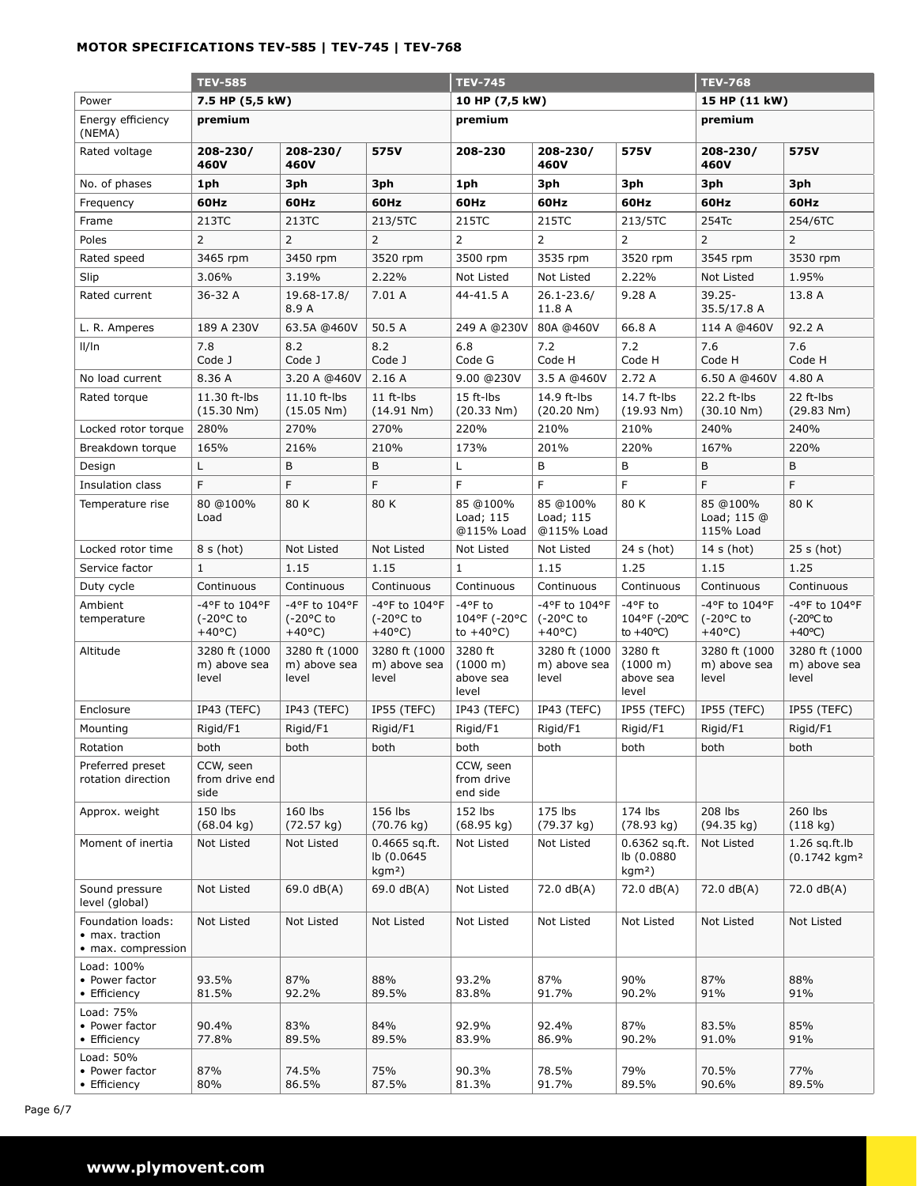**MOTOR SPECIFICATIONS TEV-585 | TEV-745 | TEV-768**

| | **TEV-585** | | | **TEV-745** | | | **TEV-768** | |
|---|---|---|---|---|---|---|---|---|
| Power | **7.5 HP (5,5 kW)** | | | **10 HP (7,5 kW)** | | | **15 HP (11 kW)** | |
| Energy efficiency (NEMA) | **premium** | | | **premium** | | | **premium** | |
| Rated voltage | **208-230/ 460V** | **208-230/ 460V** | **575V** | **208-230** | **208-230/ 460V** | **575V** | **208-230/ 460V** | **575V** |
| No. of phases | **1ph** | **3ph** | **3ph** | **1ph** | **3ph** | **3ph** | **3ph** | **3ph** |
| Frequency | **60Hz** | **60Hz** | **60Hz** | **60Hz** | **60Hz** | **60Hz** | **60Hz** | **60Hz** |
| Frame | 213TC | 213TC | 213/5TC | 215TC | 215TC | 213/5TC | 254Tc | 254/6TC |
| Poles | 2 | 2 | 2 | 2 | 2 | 2 | 2 | 2 |
| Rated speed | 3465 rpm | 3450 rpm | 3520 rpm | 3500 rpm | 3535 rpm | 3520 rpm | 3545 rpm | 3530 rpm |
| Slip | 3.06% | 3.19% | 2.22% | Not Listed | Not Listed | 2.22% | Not Listed | 1.95% |
| Rated current | 36-32 A | 19.68-17.8/ 8.9 A | 7.01 A | 44-41.5 A | 26.1-23.6/ 11.8 A | 9.28 A | 39.25- 35.5/17.8 A | 13.8 A |
| L. R. Amperes | 189 A 230V | 63.5A @460V | 50.5 A | 249 A @230V | 80A @460V | 66.8 A | 114 A @460V | 92.2 A |
| II/In | 7.8 Code J | 8.2 Code J | 8.2 Code J | 6.8 Code G | 7.2 Code H | 7.2 Code H | 7.6 Code H | 7.6 Code H |
| No load current | 8.36 A | 3.20 A @460V | 2.16 A | 9.00 @230V | 3.5 A @460V | 2.72 A | 6.50 A @460V | 4.80 A |
| Rated torque | 11.30 ft-lbs (15.30 Nm) | 11.10 ft-lbs (15.05 Nm) | 11 ft-lbs (14.91 Nm) | 15 ft-lbs (20.33 Nm) | 14.9 ft-lbs (20.20 Nm) | 14.7 ft-lbs (19.93 Nm) | 22.2 ft-lbs (30.10 Nm) | 22 ft-lbs (29.83 Nm) |
| Locked rotor torque | 280% | 270% | 270% | 220% | 210% | 210% | 240% | 240% |
| Breakdown torque | 165% | 216% | 210% | 173% | 201% | 220% | 167% | 220% |
| Design | L | B | B | L | B | B | B | B |
| Insulation class | F | F | F | F | F | F | F | F |
| Temperature rise | 80 @100% Load | 80 K | 80 K | 85 @100% Load; 115 @115% Load | 85 @100% Load; 115 @115% Load | 80 K | 85 @100% Load; 115 @ 115% Load | 80 K |
| Locked rotor time | 8 s (hot) | Not Listed | Not Listed | Not Listed | Not Listed | 24 s (hot) | 14 s (hot) | 25 s (hot) |
| Service factor | 1 | 1.15 | 1.15 | 1 | 1.15 | 1.25 | 1.15 | 1.25 |
| Duty cycle | Continuous | Continuous | Continuous | Continuous | Continuous | Continuous | Continuous | Continuous |
| Ambient temperature | -4°F to 104°F (-20°C to +40°C) | -4°F to 104°F (-20°C to +40°C) | -4°F to 104°F (-20°C to +40°C) | -4°F to 104°F (-20°C to +40°C) | -4°F to 104°F (-20°C to +40°C) | -4°F to 104°F (-20ºC to +40ºC) | -4°F to 104°F (-20°C to +40°C) | -4°F to 104°F (-20ºC to +40ºC) |
| Altitude | 3280 ft (1000 m) above sea level | 3280 ft (1000 m) above sea level | 3280 ft (1000 m) above sea level | 3280 ft (1000 m) above sea level | 3280 ft (1000 m) above sea level | 3280 ft (1000 m) above sea level | 3280 ft (1000 m) above sea level | 3280 ft (1000 m) above sea level |
| Enclosure | IP43 (TEFC) | IP43 (TEFC) | IP55 (TEFC) | IP43 (TEFC) | IP43 (TEFC) | IP55 (TEFC) | IP55 (TEFC) | IP55 (TEFC) |
| Mounting | Rigid/F1 | Rigid/F1 | Rigid/F1 | Rigid/F1 | Rigid/F1 | Rigid/F1 | Rigid/F1 | Rigid/F1 |
| Rotation | both | both | both | both | both | both | both | both |
| Preferred preset rotation direction | CCW, seen from drive end side | | | CCW, seen from drive end side | | | | |
| Approx. weight | 150 lbs (68.04 kg) | 160 lbs (72.57 kg) | 156 lbs (70.76 kg) | 152 lbs (68.95 kg) | 175 lbs (79.37 kg) | 174 lbs (78.93 kg) | 208 lbs (94.35 kg) | 260 lbs (118 kg) |
| Moment of inertia | Not Listed | Not Listed | 0.4665 sq.ft. lb (0.0645 kgm²) | Not Listed | Not Listed | 0.6362 sq.ft. lb (0.0880 kgm²) | Not Listed | 1.26 sq.ft.lb (0.1742 kgm² |
| Sound pressure level (global) | Not Listed | 69.0 dB(A) | 69.0 dB(A) | Not Listed | 72.0 dB(A) | 72.0 dB(A) | 72.0 dB(A) | 72.0 dB(A) |
| Foundation loads: • max. traction • max. compression | Not Listed | Not Listed | Not Listed | Not Listed | Not Listed | Not Listed | Not Listed | Not Listed |
| Load: 100% • Power factor • Efficiency | 93.5% 81.5% | 87% 92.2% | 88% 89.5% | 93.2% 83.8% | 87% 91.7% | 90% 90.2% | 87% 91% | 88% 91% |
| Load: 75% • Power factor • Efficiency | 90.4% 77.8% | 83% 89.5% | 84% 89.5% | 92.9% 83.9% | 92.4% 86.9% | 87% 90.2% | 83.5% 91.0% | 85% 91% |
| Load: 50% • Power factor • Efficiency | 87% 80% | 74.5% 86.5% | 75% 87.5% | 90.3% 81.3% | 78.5% 91.7% | 79% 89.5% | 70.5% 90.6% | 77% 89.5% |

**www.plymovent.com**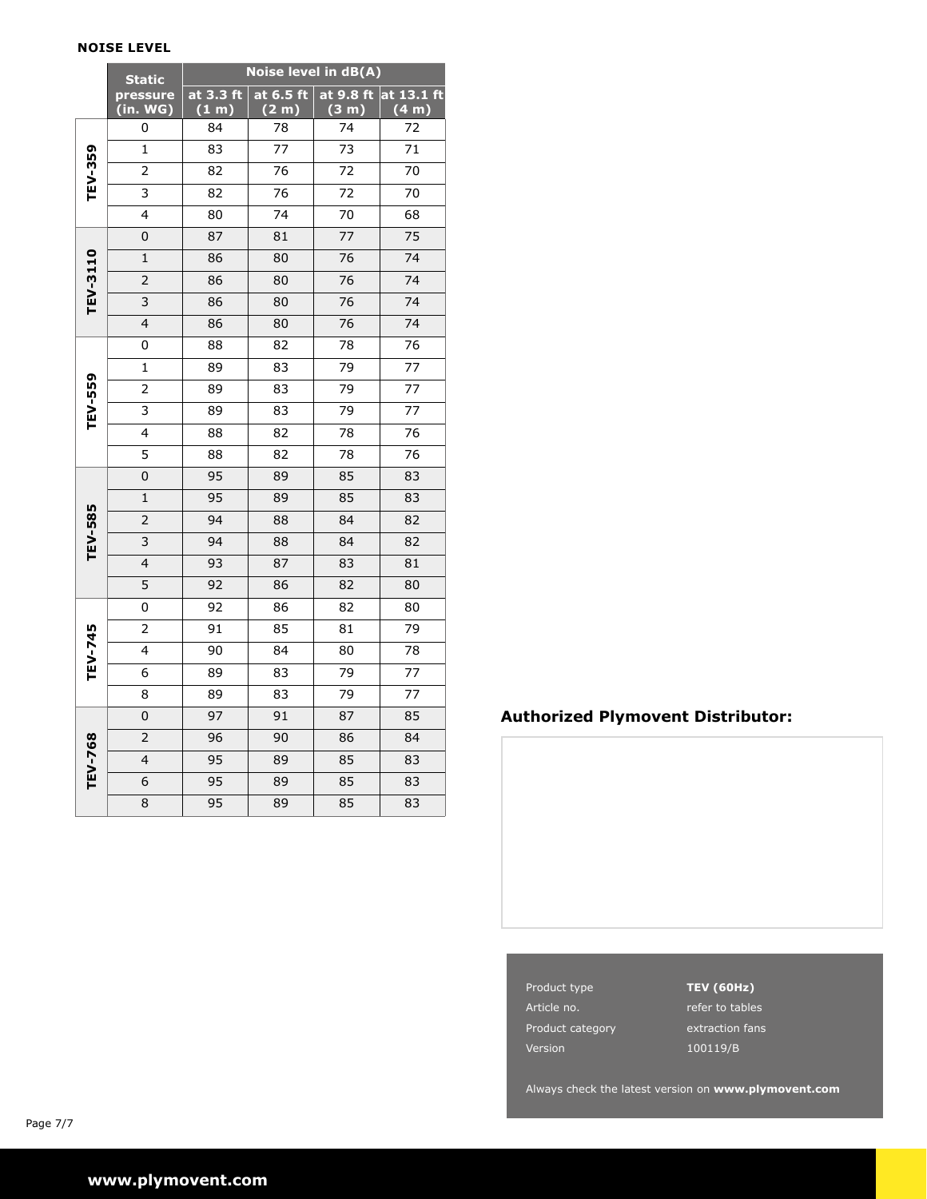## NOISE LEVEL

| | Static pressure (in. WG) | Noise level in dB(A) | | | |
|---|---|---|---|---|---|
| | | at 3.3 ft (1 m) | at 6.5 ft (2 m) | at 9.8 ft (3 m) | at 13.1 ft (4 m) |
| TEV-359 | 0 | 84 | 78 | 74 | 72 |
| | 1 | 83 | 77 | 73 | 71 |
| | 2 | 82 | 76 | 72 | 70 |
| | 3 | 82 | 76 | 72 | 70 |
| | 4 | 80 | 74 | 70 | 68 |
| TEV-3110 | 0 | 87 | 81 | 77 | 75 |
| | 1 | 86 | 80 | 76 | 74 |
| | 2 | 86 | 80 | 76 | 74 |
| | 3 | 86 | 80 | 76 | 74 |
| | 4 | 86 | 80 | 76 | 74 |
| TEV-559 | 0 | 88 | 82 | 78 | 76 |
| | 1 | 89 | 83 | 79 | 77 |
| | 2 | 89 | 83 | 79 | 77 |
| | 3 | 89 | 83 | 79 | 77 |
| | 4 | 88 | 82 | 78 | 76 |
| | 5 | 88 | 82 | 78 | 76 |
| TEV-585 | 0 | 95 | 89 | 85 | 83 |
| | 1 | 95 | 89 | 85 | 83 |
| | 2 | 94 | 88 | 84 | 82 |
| | 3 | 94 | 88 | 84 | 82 |
| | 4 | 93 | 87 | 83 | 81 |
| | 5 | 92 | 86 | 82 | 80 |
| TEV-745 | 0 | 92 | 86 | 82 | 80 |
| | 2 | 91 | 85 | 81 | 79 |
| | 4 | 90 | 84 | 80 | 78 |
| | 6 | 89 | 83 | 79 | 77 |
| | 8 | 89 | 83 | 79 | 77 |
| TEV-768 | 0 | 97 | 91 | 87 | 85 |
| | 2 | 96 | 90 | 86 | 84 |
| | 4 | 95 | 89 | 85 | 83 |
| | 6 | 95 | 89 | 85 | 83 |
| | 8 | 95 | 89 | 85 | 83 |

### Authorized Plymovent Distributor:

| | |
|---|---|
| Product type | **TEV (60Hz)** |
| Article no. | refer to tables |
| Product category | extraction fans |
| Version | 100119/B |

Always check the latest version on **www.plymovent.com**

**www.plymovent.com**